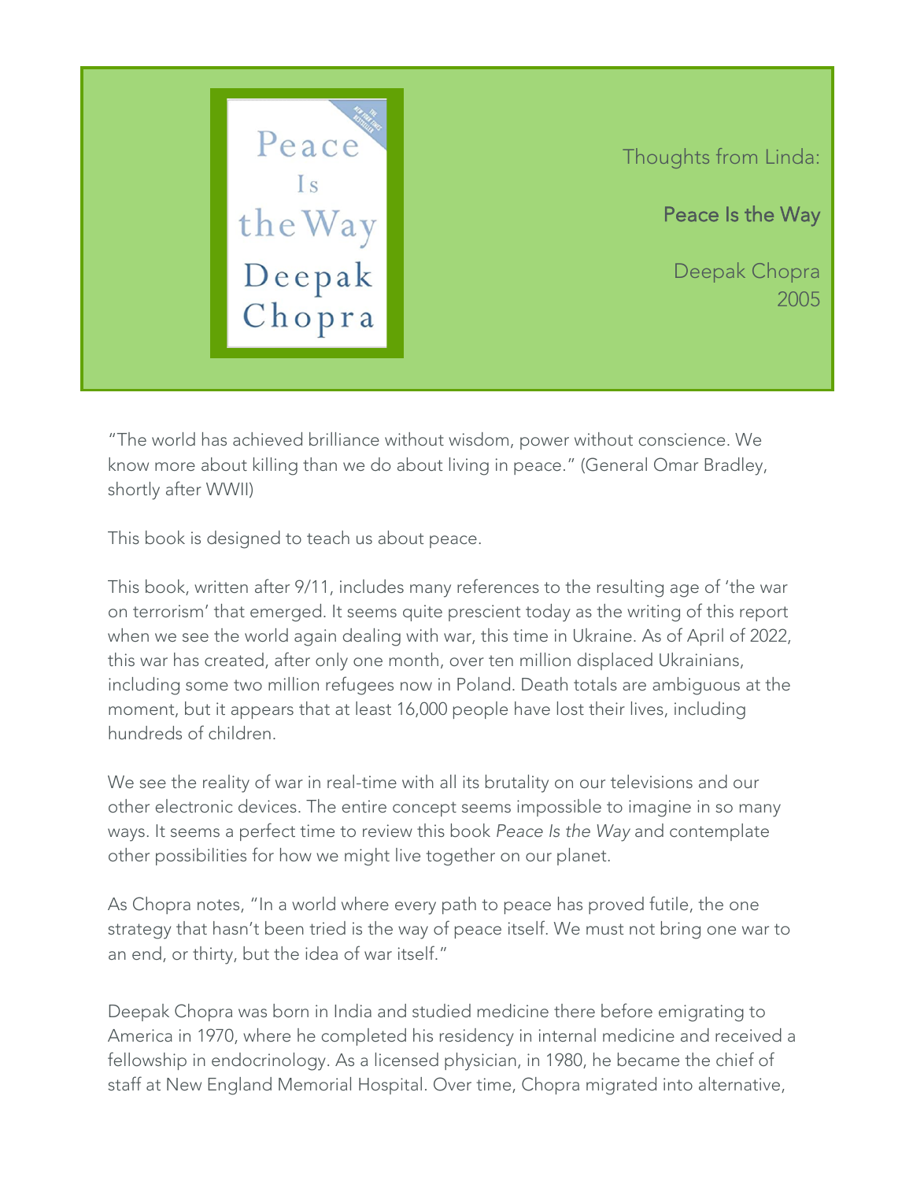Thoughts from Linda:

**Peace Is the Way**

Deepak Chopra
2005

"The world has achieved brilliance without wisdom, power without conscience. We know more about killing than we do about living in peace." (General Omar Bradley, shortly after WWII)

This book is designed to teach us about peace.

This book, written after 9/11, includes many references to the resulting age of 'the war on terrorism' that emerged. It seems quite prescient today as the writing of this report when we see the world again dealing with war, this time in Ukraine. As of April of 2022, this war has created, after only one month, over ten million displaced Ukrainians, including some two million refugees now in Poland. Death totals are ambiguous at the moment, but it appears that at least 16,000 people have lost their lives, including hundreds of children.

We see the reality of war in real-time with all its brutality on our televisions and our other electronic devices. The entire concept seems impossible to imagine in so many ways. It seems a perfect time to review this book *Peace Is the Way* and contemplate other possibilities for how we might live together on our planet.

As Chopra notes, "In a world where every path to peace has proved futile, the one strategy that hasn't been tried is the way of peace itself. We must not bring one war to an end, or thirty, but the idea of war itself."

Deepak Chopra was born in India and studied medicine there before emigrating to America in 1970, where he completed his residency in internal medicine and received a fellowship in endocrinology. As a licensed physician, in 1980, he became the chief of staff at New England Memorial Hospital. Over time, Chopra migrated into alternative,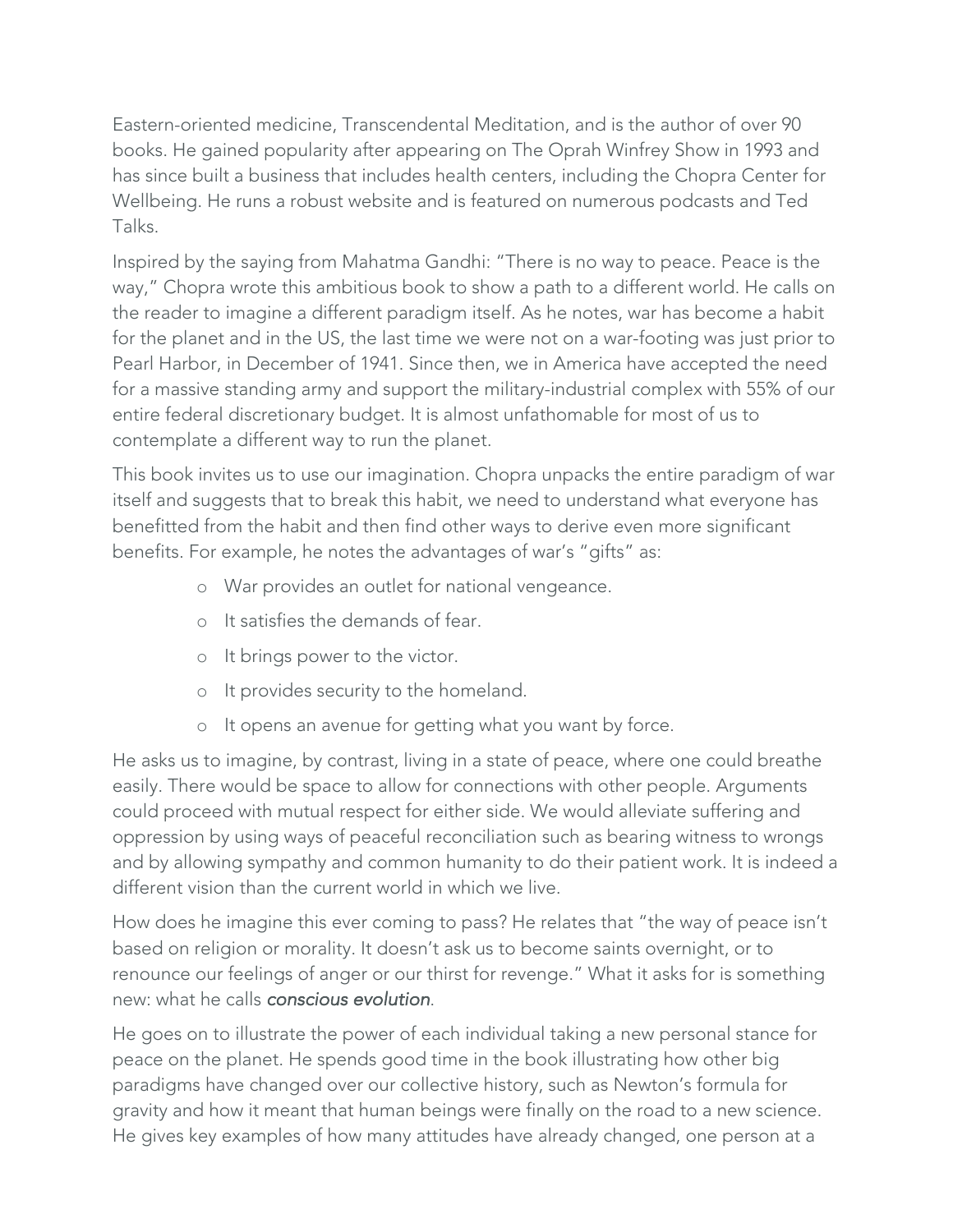Eastern-oriented medicine, Transcendental Meditation, and is the author of over 90 books. He gained popularity after appearing on The Oprah Winfrey Show in 1993 and has since built a business that includes health centers, including the Chopra Center for Wellbeing. He runs a robust website and is featured on numerous podcasts and Ted Talks.

Inspired by the saying from Mahatma Gandhi: "There is no way to peace. Peace is the way," Chopra wrote this ambitious book to show a path to a different world. He calls on the reader to imagine a different paradigm itself. As he notes, war has become a habit for the planet and in the US, the last time we were not on a war-footing was just prior to Pearl Harbor, in December of 1941. Since then, we in America have accepted the need for a massive standing army and support the military-industrial complex with 55% of our entire federal discretionary budget. It is almost unfathomable for most of us to contemplate a different way to run the planet.

This book invites us to use our imagination. Chopra unpacks the entire paradigm of war itself and suggests that to break this habit, we need to understand what everyone has benefitted from the habit and then find other ways to derive even more significant benefits. For example, he notes the advantages of war's "gifts" as:

- War provides an outlet for national vengeance.
- It satisfies the demands of fear.
- It brings power to the victor.
- It provides security to the homeland.
- It opens an avenue for getting what you want by force.

He asks us to imagine, by contrast, living in a state of peace, where one could breathe easily. There would be space to allow for connections with other people. Arguments could proceed with mutual respect for either side. We would alleviate suffering and oppression by using ways of peaceful reconciliation such as bearing witness to wrongs and by allowing sympathy and common humanity to do their patient work. It is indeed a different vision than the current world in which we live.

How does he imagine this ever coming to pass? He relates that "the way of peace isn't based on religion or morality. It doesn't ask us to become saints overnight, or to renounce our feelings of anger or our thirst for revenge." What it asks for is something new: what he calls ***conscious evolution***.

He goes on to illustrate the power of each individual taking a new personal stance for peace on the planet. He spends good time in the book illustrating how other big paradigms have changed over our collective history, such as Newton's formula for gravity and how it meant that human beings were finally on the road to a new science. He gives key examples of how many attitudes have already changed, one person at a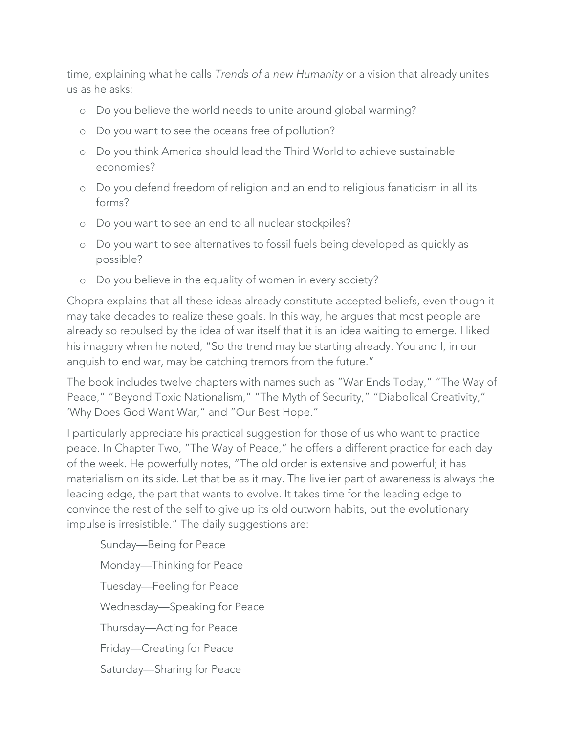time, explaining what he calls *Trends of a new Humanity* or a vision that already unites us as he asks:

- Do you believe the world needs to unite around global warming?
- Do you want to see the oceans free of pollution?
- Do you think America should lead the Third World to achieve sustainable economies?
- Do you defend freedom of religion and an end to religious fanaticism in all its forms?
- Do you want to see an end to all nuclear stockpiles?
- Do you want to see alternatives to fossil fuels being developed as quickly as possible?
- Do you believe in the equality of women in every society?

Chopra explains that all these ideas already constitute accepted beliefs, even though it may take decades to realize these goals. In this way, he argues that most people are already so repulsed by the idea of war itself that it is an idea waiting to emerge. I liked his imagery when he noted, "So the trend may be starting already. You and I, in our anguish to end war, may be catching tremors from the future."

The book includes twelve chapters with names such as "War Ends Today," "The Way of Peace," "Beyond Toxic Nationalism," "The Myth of Security," "Diabolical Creativity," 'Why Does God Want War," and "Our Best Hope."

I particularly appreciate his practical suggestion for those of us who want to practice peace. In Chapter Two, "The Way of Peace," he offers a different practice for each day of the week. He powerfully notes, "The old order is extensive and powerful; it has materialism on its side. Let that be as it may. The livelier part of awareness is always the leading edge, the part that wants to evolve. It takes time for the leading edge to convince the rest of the self to give up its old outworn habits, but the evolutionary impulse is irresistible." The daily suggestions are:

Sunday—Being for Peace

Monday—Thinking for Peace

Tuesday—Feeling for Peace

Wednesday—Speaking for Peace

Thursday—Acting for Peace

Friday—Creating for Peace

Saturday—Sharing for Peace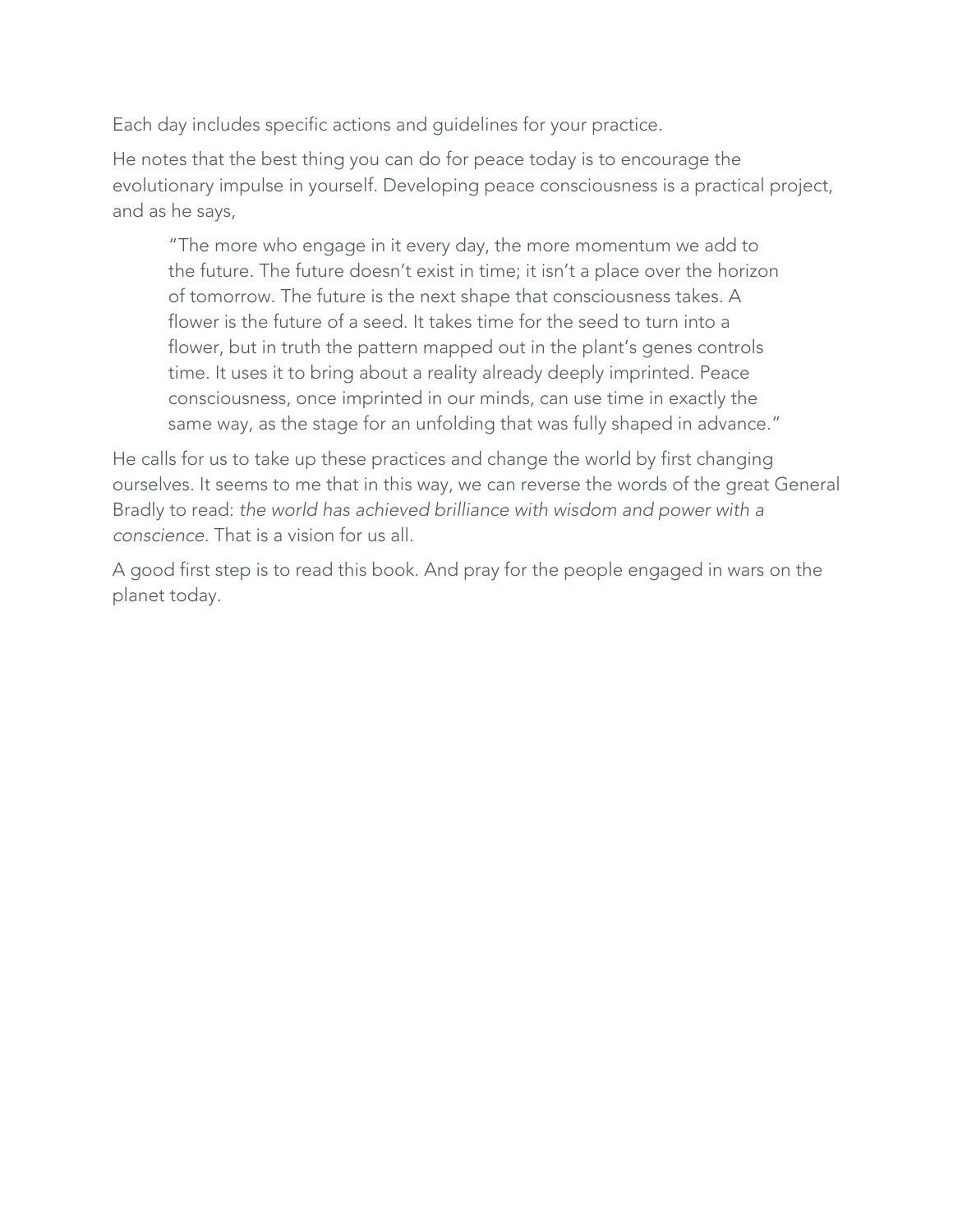Each day includes specific actions and guidelines for your practice.

He notes that the best thing you can do for peace today is to encourage the evolutionary impulse in yourself. Developing peace consciousness is a practical project, and as he says,

> "The more who engage in it every day, the more momentum we add to the future. The future doesn't exist in time; it isn't a place over the horizon of tomorrow. The future is the next shape that consciousness takes. A flower is the future of a seed. It takes time for the seed to turn into a flower, but in truth the pattern mapped out in the plant's genes controls time. It uses it to bring about a reality already deeply imprinted. Peace consciousness, once imprinted in our minds, can use time in exactly the same way, as the stage for an unfolding that was fully shaped in advance."

He calls for us to take up these practices and change the world by first changing ourselves. It seems to me that in this way, we can reverse the words of the great General Bradly to read: *the world has achieved brilliance with wisdom and power with a conscience*. That is a vision for us all.

A good first step is to read this book. And pray for the people engaged in wars on the planet today.